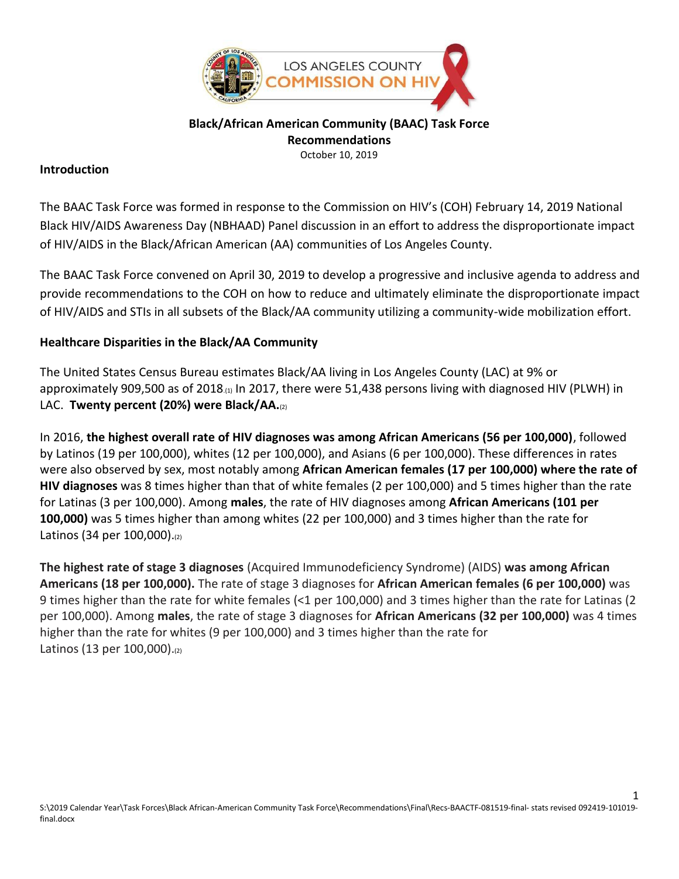**Black/African American Community (BAAC) Task Force Recommendations**

October 10, 2019

## Introduction

The BAAC Task Force was formed in response to the Commission on HIV's (COH) February 14, 2019 National Black HIV/AIDS Awareness Day (NBHAAD) Panel discussion in an effort to address the disproportionate impact of HIV/AIDS in the Black/African American (AA) communities of Los Angeles County.

The BAAC Task Force convened on April 30, 2019 to develop a progressive and inclusive agenda to address and provide recommendations to the COH on how to reduce and ultimately eliminate the disproportionate impact of HIV/AIDS and STIs in all subsets of the Black/AA community utilizing a community-wide mobilization effort.

## Healthcare Disparities in the Black/AA Community

The United States Census Bureau estimates Black/AA living in Los Angeles County (LAC) at 9% or approximately 909,500 as of 2018.(1) In 2017, there were 51,438 persons living with diagnosed HIV (PLWH) in LAC. **Twenty percent (20%) were Black/AA.**(2)

In 2016, **the highest overall rate of HIV diagnoses was among African Americans (56 per 100,000)**, followed by Latinos (19 per 100,000), whites (12 per 100,000), and Asians (6 per 100,000). These differences in rates were also observed by sex, most notably among **African American females (17 per 100,000) where the rate of HIV diagnoses** was 8 times higher than that of white females (2 per 100,000) and 5 times higher than the rate for Latinas (3 per 100,000). Among **males**, the rate of HIV diagnoses among **African Americans (101 per 100,000)** was 5 times higher than among whites (22 per 100,000) and 3 times higher than the rate for Latinos (34 per 100,000).(2)

**The highest rate of stage 3 diagnoses** (Acquired Immunodeficiency Syndrome) (AIDS) **was among African Americans (18 per 100,000).** The rate of stage 3 diagnoses for **African American females (6 per 100,000)** was 9 times higher than the rate for white females (<1 per 100,000) and 3 times higher than the rate for Latinas (2 per 100,000). Among **males**, the rate of stage 3 diagnoses for **African Americans (32 per 100,000)** was 4 times higher than the rate for whites (9 per 100,000) and 3 times higher than the rate for Latinos (13 per 100,000).(2)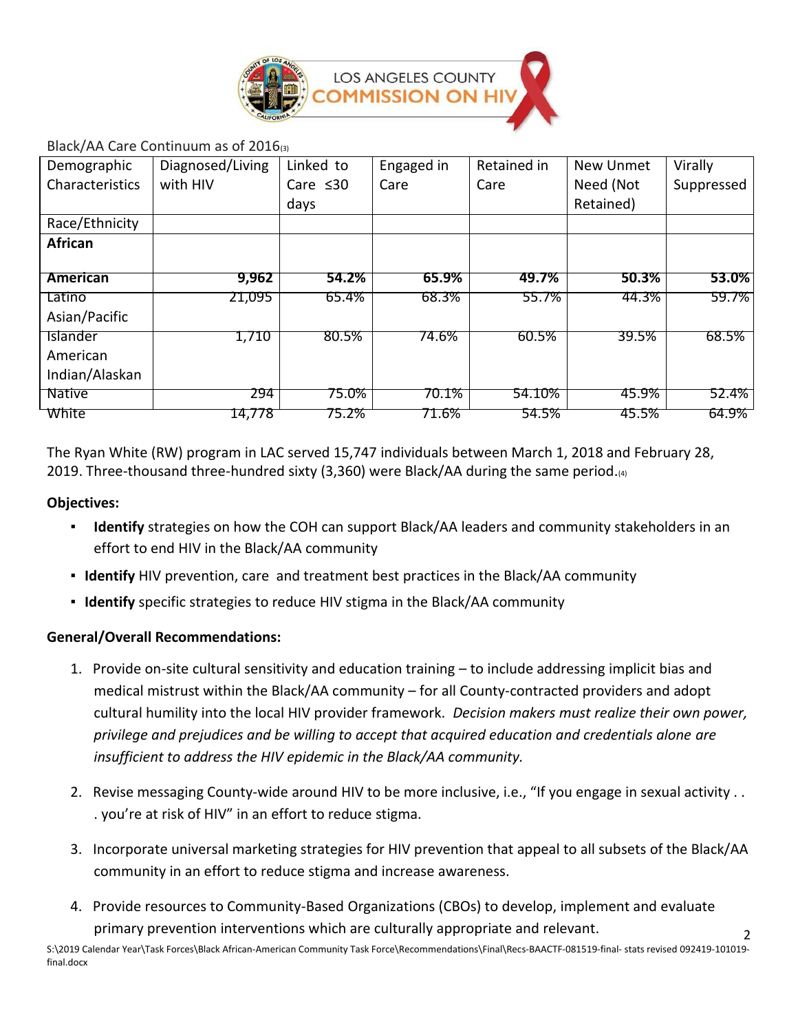Black/AA Care Continuum as of 2016[3]

| Demographic Characteristics | Diagnosed/Living with HIV | Linked to Care ≤30 days | Engaged in Care | Retained in Care | New Unmet Need (Not Retained) | Virally Suppressed |
|---|---|---|---|---|---|---|
| Race/Ethnicity | | | | | | |
| **African American** | **9,962** | **54.2%** | **65.9%** | **49.7%** | **50.3%** | **53.0%** |
| Latino | 21,095 | 65.4% | 68.3% | 55.7% | 44.3% | 59.7% |
| Asian/Pacific Islander | 1,710 | 80.5% | 74.6% | 60.5% | 39.5% | 68.5% |
| American Indian/Alaskan Native | 294 | 75.0% | 70.1% | 54.10% | 45.9% | 52.4% |
| White | 14,778 | 75.2% | 71.6% | 54.5% | 45.5% | 64.9% |

The Ryan White (RW) program in LAC served 15,747 individuals between March 1, 2018 and February 28, 2019. Three-thousand three-hundred sixty (3,360) were Black/AA during the same period.[4]

**Objectives:**

- **Identify** strategies on how the COH can support Black/AA leaders and community stakeholders in an effort to end HIV in the Black/AA community
- **Identify** HIV prevention, care and treatment best practices in the Black/AA community
- **Identify** specific strategies to reduce HIV stigma in the Black/AA community

**General/Overall Recommendations:**

1. Provide on-site cultural sensitivity and education training – to include addressing implicit bias and medical mistrust within the Black/AA community – for all County-contracted providers and adopt cultural humility into the local HIV provider framework. *Decision makers must realize their own power, privilege and prejudices and be willing to accept that acquired education and credentials alone are insufficient to address the HIV epidemic in the Black/AA community.*
2. Revise messaging County-wide around HIV to be more inclusive, i.e., "If you engage in sexual activity . . . you're at risk of HIV" in an effort to reduce stigma.
3. Incorporate universal marketing strategies for HIV prevention that appeal to all subsets of the Black/AA community in an effort to reduce stigma and increase awareness.
4. Provide resources to Community-Based Organizations (CBOs) to develop, implement and evaluate primary prevention interventions which are culturally appropriate and relevant.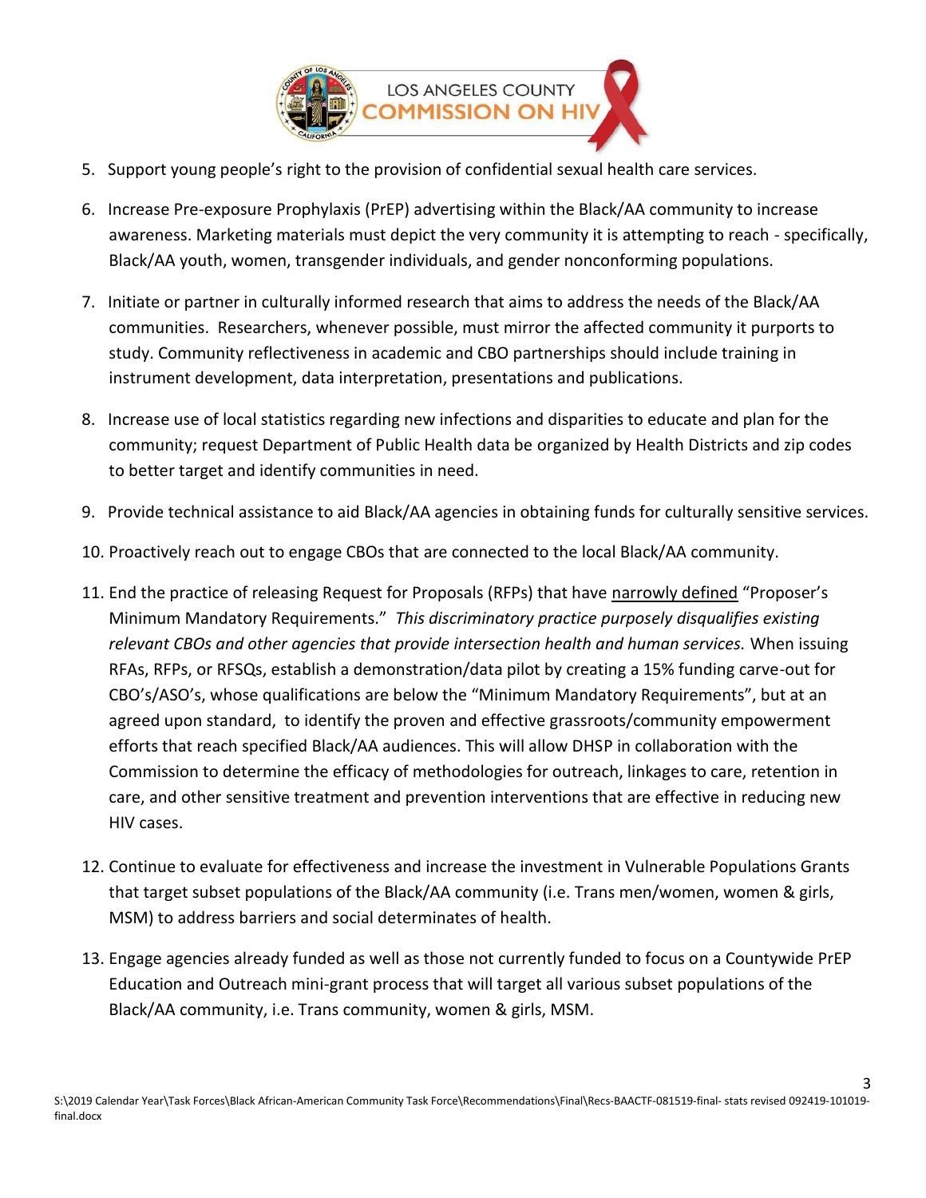5. Support young people's right to the provision of confidential sexual health care services.

6. Increase Pre-exposure Prophylaxis (PrEP) advertising within the Black/AA community to increase awareness. Marketing materials must depict the very community it is attempting to reach - specifically, Black/AA youth, women, transgender individuals, and gender nonconforming populations.

7. Initiate or partner in culturally informed research that aims to address the needs of the Black/AA communities. Researchers, whenever possible, must mirror the affected community it purports to study. Community reflectiveness in academic and CBO partnerships should include training in instrument development, data interpretation, presentations and publications.

8. Increase use of local statistics regarding new infections and disparities to educate and plan for the community; request Department of Public Health data be organized by Health Districts and zip codes to better target and identify communities in need.

9. Provide technical assistance to aid Black/AA agencies in obtaining funds for culturally sensitive services.

10. Proactively reach out to engage CBOs that are connected to the local Black/AA community.

11. End the practice of releasing Request for Proposals (RFPs) that have <u>narrowly defined</u> "Proposer's Minimum Mandatory Requirements." *This discriminatory practice purposely disqualifies existing relevant CBOs and other agencies that provide intersection health and human services.* When issuing RFAs, RFPs, or RFSQs, establish a demonstration/data pilot by creating a 15% funding carve-out for CBO's/ASO's, whose qualifications are below the "Minimum Mandatory Requirements", but at an agreed upon standard, to identify the proven and effective grassroots/community empowerment efforts that reach specified Black/AA audiences. This will allow DHSP in collaboration with the Commission to determine the efficacy of methodologies for outreach, linkages to care, retention in care, and other sensitive treatment and prevention interventions that are effective in reducing new HIV cases.

12. Continue to evaluate for effectiveness and increase the investment in Vulnerable Populations Grants that target subset populations of the Black/AA community (i.e. Trans men/women, women & girls, MSM) to address barriers and social determinates of health.

13. Engage agencies already funded as well as those not currently funded to focus on a Countywide PrEP Education and Outreach mini-grant process that will target all various subset populations of the Black/AA community, i.e. Trans community, women & girls, MSM.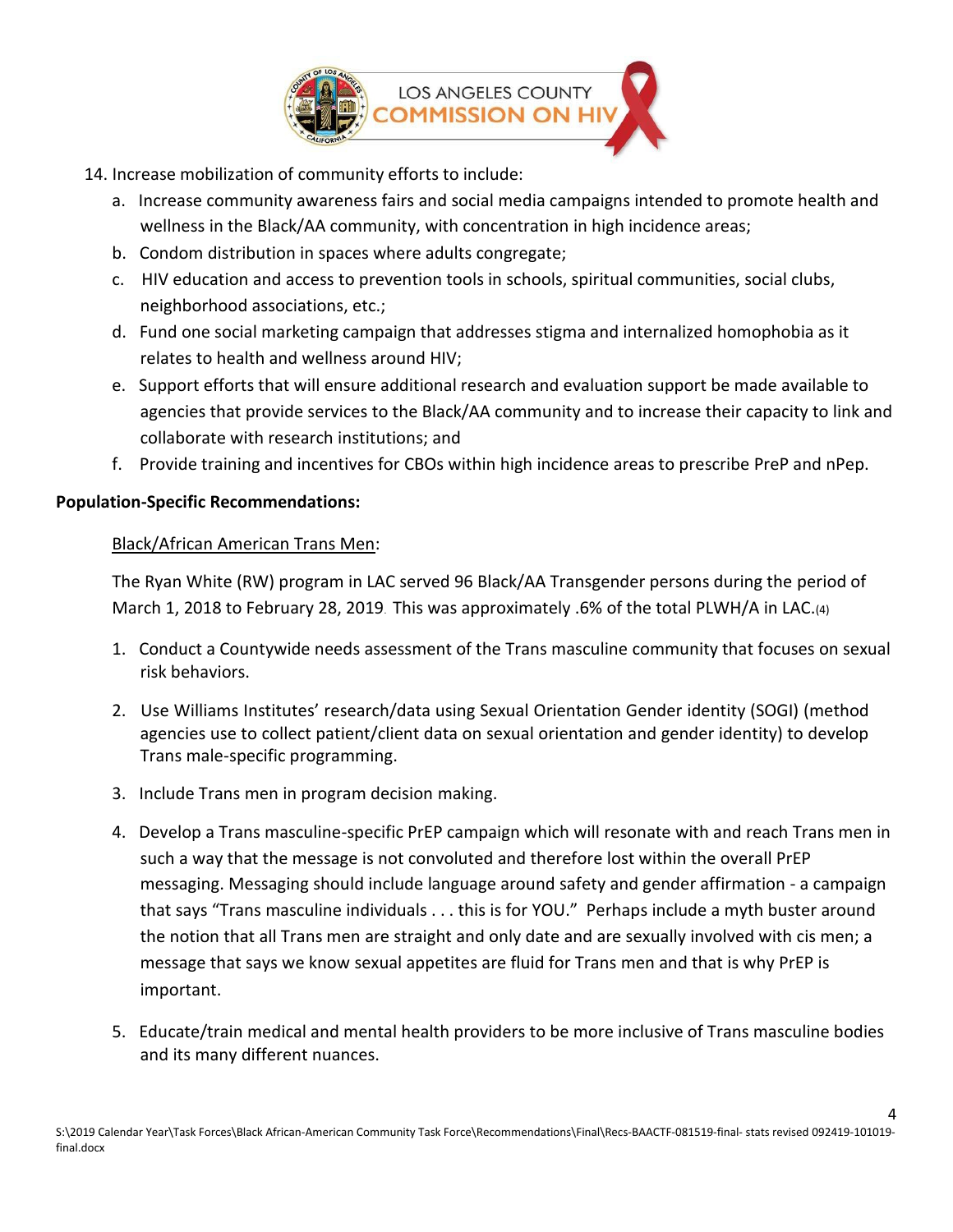14. Increase mobilization of community efforts to include:
    a. Increase community awareness fairs and social media campaigns intended to promote health and wellness in the Black/AA community, with concentration in high incidence areas;
    b. Condom distribution in spaces where adults congregate;
    c. HIV education and access to prevention tools in schools, spiritual communities, social clubs, neighborhood associations, etc.;
    d. Fund one social marketing campaign that addresses stigma and internalized homophobia as it relates to health and wellness around HIV;
    e. Support efforts that will ensure additional research and evaluation support be made available to agencies that provide services to the Black/AA community and to increase their capacity to link and collaborate with research institutions; and
    f. Provide training and incentives for CBOs within high incidence areas to prescribe PreP and nPep.

**Population-Specific Recommendations:**

Black/African American Trans Men:

The Ryan White (RW) program in LAC served 96 Black/AA Transgender persons during the period of March 1, 2018 to February 28, 2019. This was approximately .6% of the total PLWH/A in LAC.(4)

1. Conduct a Countywide needs assessment of the Trans masculine community that focuses on sexual risk behaviors.

2. Use Williams Institutes' research/data using Sexual Orientation Gender identity (SOGI) (method agencies use to collect patient/client data on sexual orientation and gender identity) to develop Trans male-specific programming.

3. Include Trans men in program decision making.

4. Develop a Trans masculine-specific PrEP campaign which will resonate with and reach Trans men in such a way that the message is not convoluted and therefore lost within the overall PrEP messaging. Messaging should include language around safety and gender affirmation - a campaign that says "Trans masculine individuals . . . this is for YOU." Perhaps include a myth buster around the notion that all Trans men are straight and only date and are sexually involved with cis men; a message that says we know sexual appetites are fluid for Trans men and that is why PrEP is important.

5. Educate/train medical and mental health providers to be more inclusive of Trans masculine bodies and its many different nuances.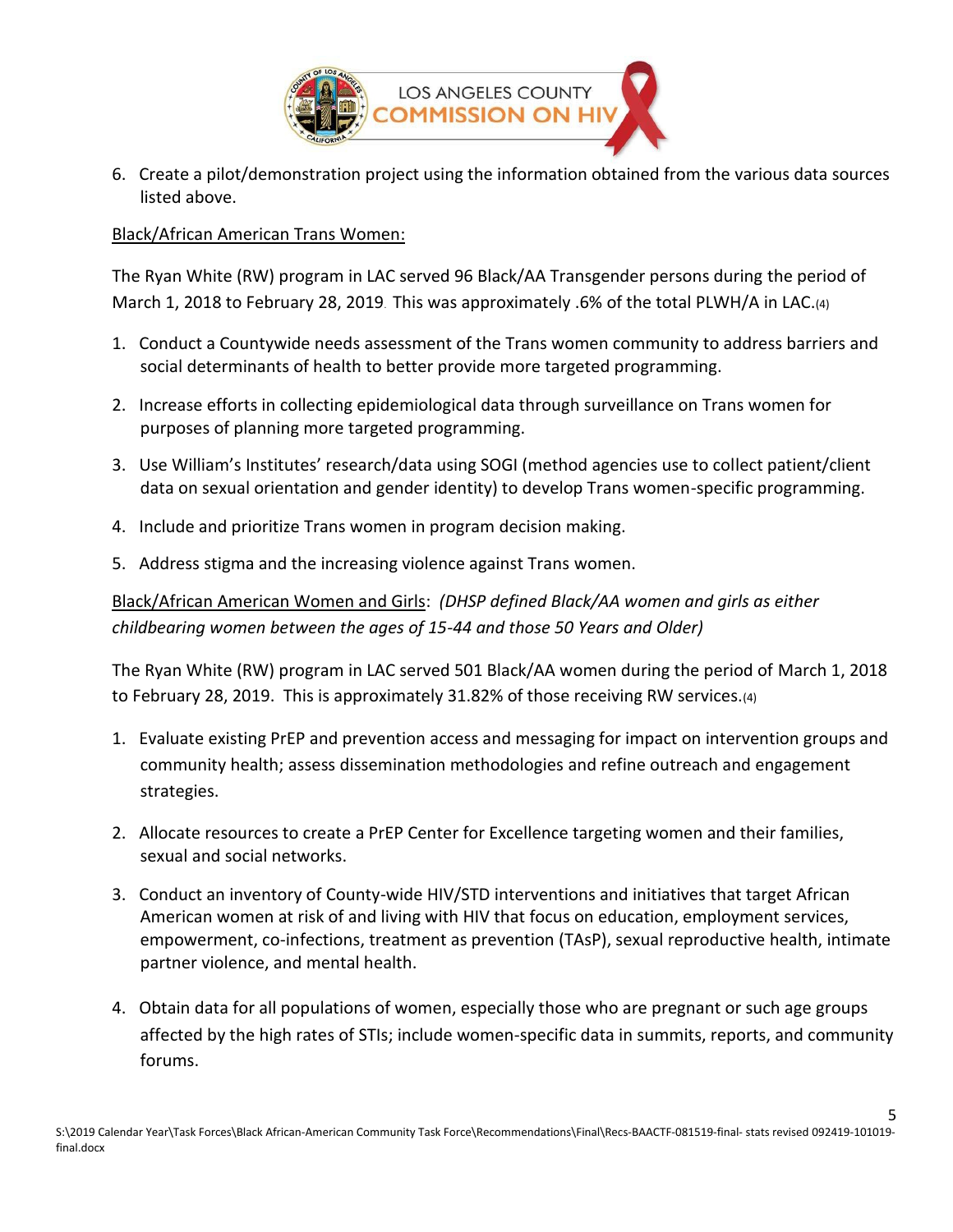6. Create a pilot/demonstration project using the information obtained from the various data sources listed above.

Black/African American Trans Women:

The Ryan White (RW) program in LAC served 96 Black/AA Transgender persons during the period of March 1, 2018 to February 28, 2019. This was approximately .6% of the total PLWH/A in LAC.(4)

1. Conduct a Countywide needs assessment of the Trans women community to address barriers and social determinants of health to better provide more targeted programming.
2. Increase efforts in collecting epidemiological data through surveillance on Trans women for purposes of planning more targeted programming.
3. Use William's Institutes' research/data using SOGI (method agencies use to collect patient/client data on sexual orientation and gender identity) to develop Trans women-specific programming.
4. Include and prioritize Trans women in program decision making.
5. Address stigma and the increasing violence against Trans women.

Black/African American Women and Girls: *(DHSP defined Black/AA women and girls as either childbearing women between the ages of 15-44 and those 50 Years and Older)*

The Ryan White (RW) program in LAC served 501 Black/AA women during the period of March 1, 2018 to February 28, 2019. This is approximately 31.82% of those receiving RW services.(4)

1. Evaluate existing PrEP and prevention access and messaging for impact on intervention groups and community health; assess dissemination methodologies and refine outreach and engagement strategies.
2. Allocate resources to create a PrEP Center for Excellence targeting women and their families, sexual and social networks.
3. Conduct an inventory of County-wide HIV/STD interventions and initiatives that target African American women at risk of and living with HIV that focus on education, employment services, empowerment, co-infections, treatment as prevention (TAsP), sexual reproductive health, intimate partner violence, and mental health.
4. Obtain data for all populations of women, especially those who are pregnant or such age groups affected by the high rates of STIs; include women-specific data in summits, reports, and community forums.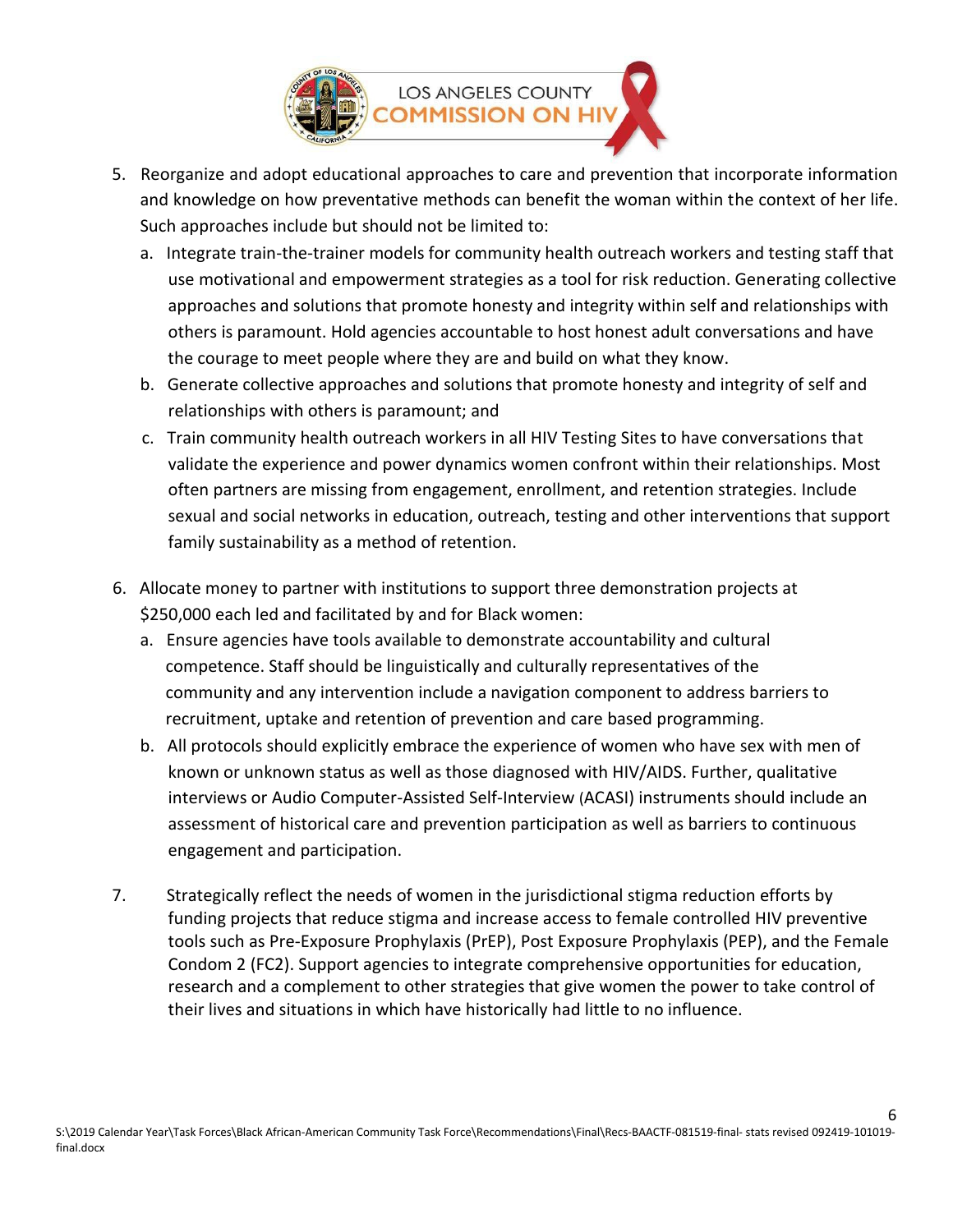5. Reorganize and adopt educational approaches to care and prevention that incorporate information and knowledge on how preventative methods can benefit the woman within the context of her life. Such approaches include but should not be limited to:
   a. Integrate train-the-trainer models for community health outreach workers and testing staff that use motivational and empowerment strategies as a tool for risk reduction. Generating collective approaches and solutions that promote honesty and integrity within self and relationships with others is paramount. Hold agencies accountable to host honest adult conversations and have the courage to meet people where they are and build on what they know.
   b. Generate collective approaches and solutions that promote honesty and integrity of self and relationships with others is paramount; and
   c. Train community health outreach workers in all HIV Testing Sites to have conversations that validate the experience and power dynamics women confront within their relationships. Most often partners are missing from engagement, enrollment, and retention strategies. Include sexual and social networks in education, outreach, testing and other interventions that support family sustainability as a method of retention.

6. Allocate money to partner with institutions to support three demonstration projects at $250,000 each led and facilitated by and for Black women:
   a. Ensure agencies have tools available to demonstrate accountability and cultural competence. Staff should be linguistically and culturally representatives of the community and any intervention include a navigation component to address barriers to recruitment, uptake and retention of prevention and care based programming.
   b. All protocols should explicitly embrace the experience of women who have sex with men of known or unknown status as well as those diagnosed with HIV/AIDS. Further, qualitative interviews or Audio Computer-Assisted Self-Interview (ACASI) instruments should include an assessment of historical care and prevention participation as well as barriers to continuous engagement and participation.

7. Strategically reflect the needs of women in the jurisdictional stigma reduction efforts by funding projects that reduce stigma and increase access to female controlled HIV preventive tools such as Pre-Exposure Prophylaxis (PrEP), Post Exposure Prophylaxis (PEP), and the Female Condom 2 (FC2). Support agencies to integrate comprehensive opportunities for education, research and a complement to other strategies that give women the power to take control of their lives and situations in which have historically had little to no influence.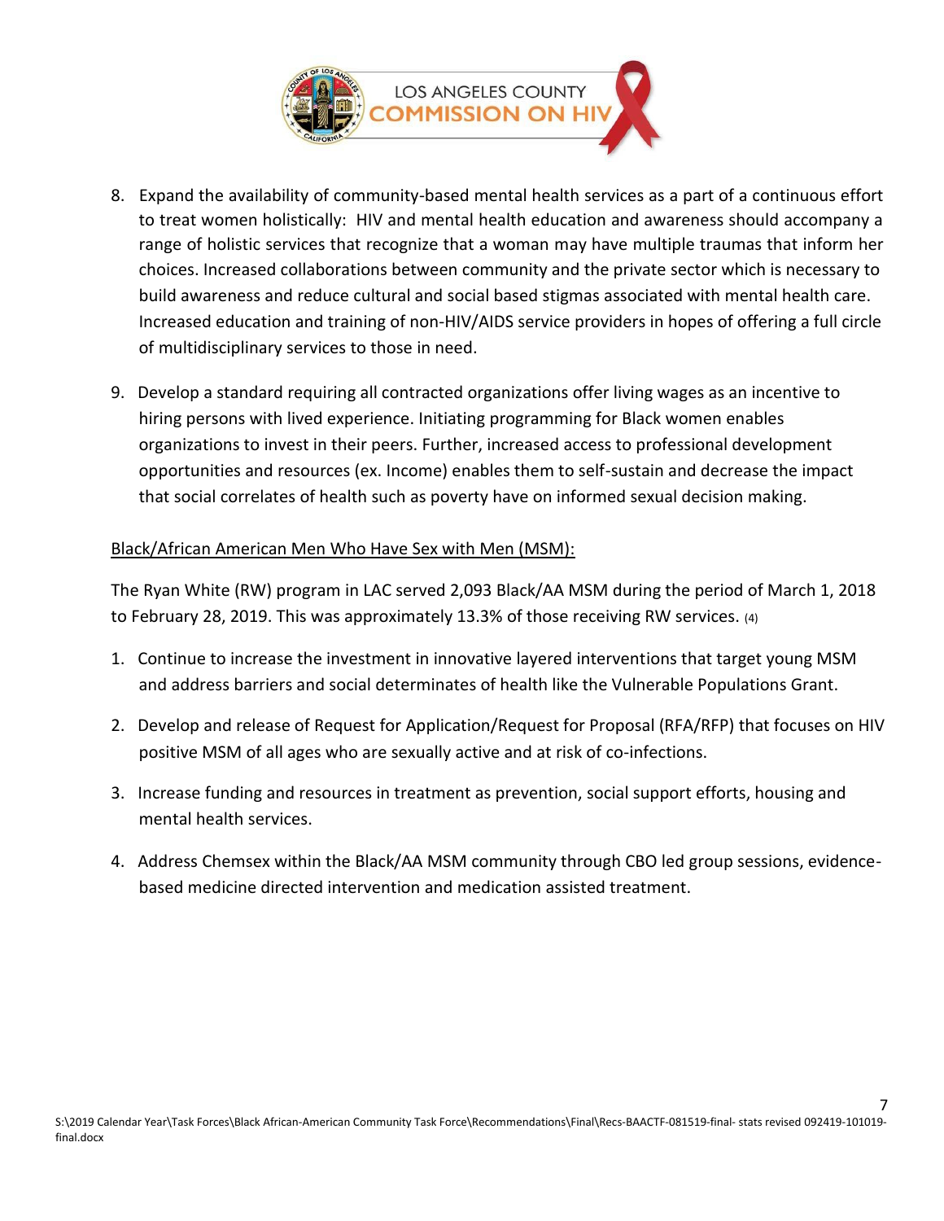8. Expand the availability of community-based mental health services as a part of a continuous effort to treat women holistically: HIV and mental health education and awareness should accompany a range of holistic services that recognize that a woman may have multiple traumas that inform her choices. Increased collaborations between community and the private sector which is necessary to build awareness and reduce cultural and social based stigmas associated with mental health care. Increased education and training of non-HIV/AIDS service providers in hopes of offering a full circle of multidisciplinary services to those in need.

9. Develop a standard requiring all contracted organizations offer living wages as an incentive to hiring persons with lived experience. Initiating programming for Black women enables organizations to invest in their peers. Further, increased access to professional development opportunities and resources (ex. Income) enables them to self-sustain and decrease the impact that social correlates of health such as poverty have on informed sexual decision making.

<u>Black/African American Men Who Have Sex with Men (MSM):</u>

The Ryan White (RW) program in LAC served 2,093 Black/AA MSM during the period of March 1, 2018 to February 28, 2019. This was approximately 13.3% of those receiving RW services. (4)

1. Continue to increase the investment in innovative layered interventions that target young MSM and address barriers and social determinates of health like the Vulnerable Populations Grant.

2. Develop and release of Request for Application/Request for Proposal (RFA/RFP) that focuses on HIV positive MSM of all ages who are sexually active and at risk of co-infections.

3. Increase funding and resources in treatment as prevention, social support efforts, housing and mental health services.

4. Address Chemsex within the Black/AA MSM community through CBO led group sessions, evidence-based medicine directed intervention and medication assisted treatment.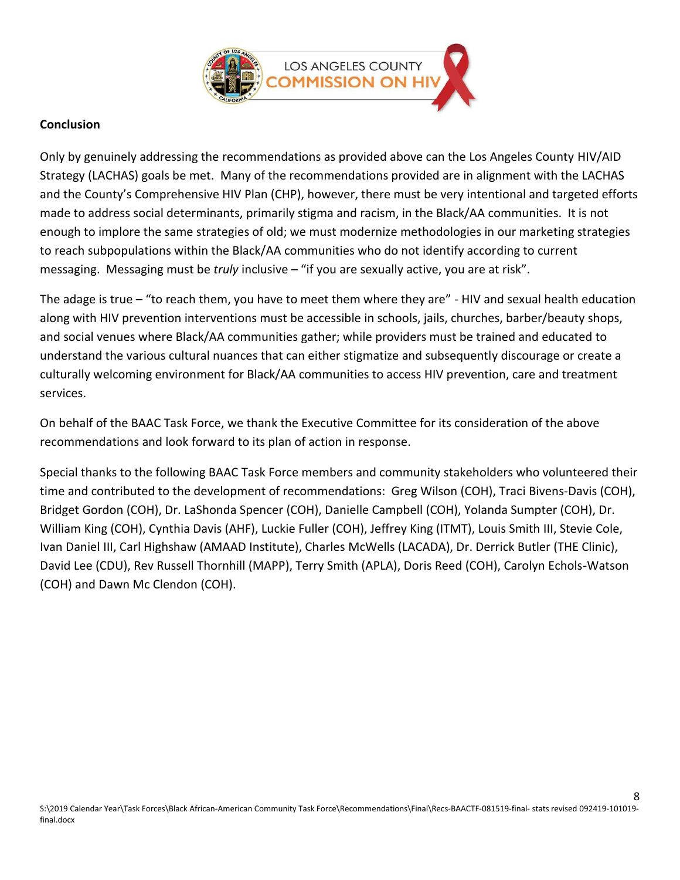## Conclusion

Only by genuinely addressing the recommendations as provided above can the Los Angeles County HIV/AID Strategy (LACHAS) goals be met. Many of the recommendations provided are in alignment with the LACHAS and the County's Comprehensive HIV Plan (CHP), however, there must be very intentional and targeted efforts made to address social determinants, primarily stigma and racism, in the Black/AA communities. It is not enough to implore the same strategies of old; we must modernize methodologies in our marketing strategies to reach subpopulations within the Black/AA communities who do not identify according to current messaging. Messaging must be *truly* inclusive – "if you are sexually active, you are at risk".

The adage is true – "to reach them, you have to meet them where they are" - HIV and sexual health education along with HIV prevention interventions must be accessible in schools, jails, churches, barber/beauty shops, and social venues where Black/AA communities gather; while providers must be trained and educated to understand the various cultural nuances that can either stigmatize and subsequently discourage or create a culturally welcoming environment for Black/AA communities to access HIV prevention, care and treatment services.

On behalf of the BAAC Task Force, we thank the Executive Committee for its consideration of the above recommendations and look forward to its plan of action in response.

Special thanks to the following BAAC Task Force members and community stakeholders who volunteered their time and contributed to the development of recommendations: Greg Wilson (COH), Traci Bivens-Davis (COH), Bridget Gordon (COH), Dr. LaShonda Spencer (COH), Danielle Campbell (COH), Yolanda Sumpter (COH), Dr. William King (COH), Cynthia Davis (AHF), Luckie Fuller (COH), Jeffrey King (ITMT), Louis Smith III, Stevie Cole, Ivan Daniel III, Carl Highshaw (AMAAD Institute), Charles McWells (LACADA), Dr. Derrick Butler (THE Clinic), David Lee (CDU), Rev Russell Thornhill (MAPP), Terry Smith (APLA), Doris Reed (COH), Carolyn Echols-Watson (COH) and Dawn Mc Clendon (COH).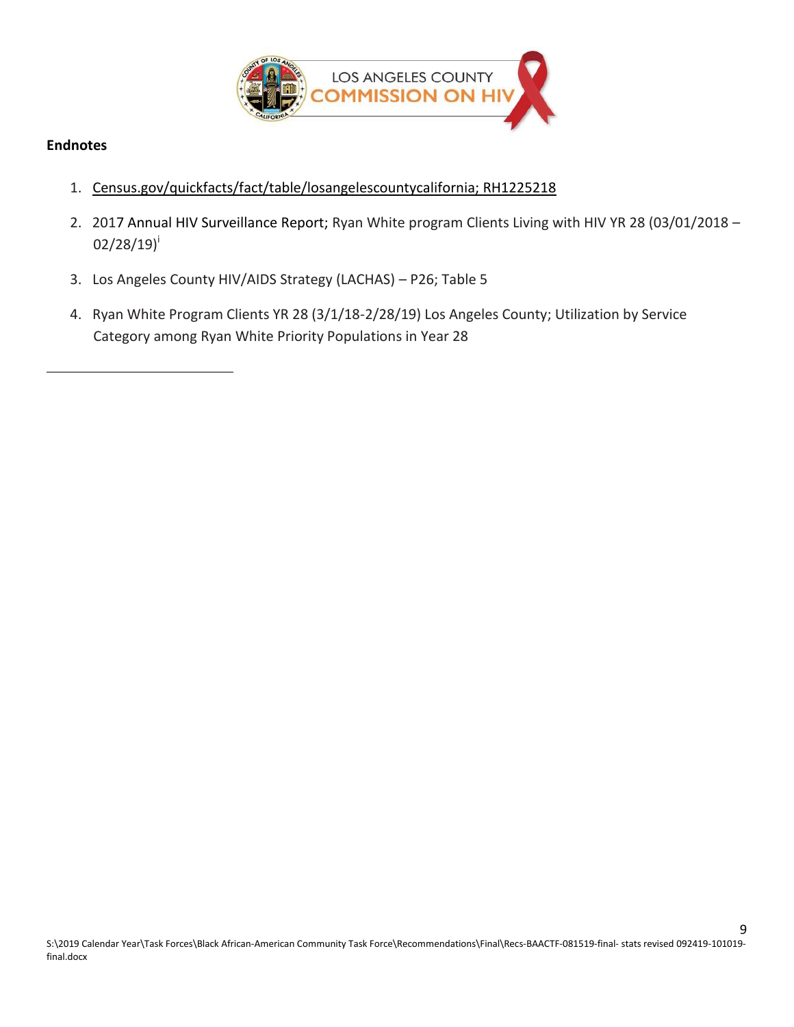## Endnotes

1. Census.gov/quickfacts/fact/table/losangelescountycalifornia; RH1225218
2. 2017 Annual HIV Surveillance Report; Ryan White program Clients Living with HIV YR 28 (03/01/2018 – 02/28/19)[i]
3. Los Angeles County HIV/AIDS Strategy (LACHAS) – P26; Table 5
4. Ryan White Program Clients YR 28 (3/1/18-2/28/19) Los Angeles County; Utilization by Service Category among Ryan White Priority Populations in Year 28